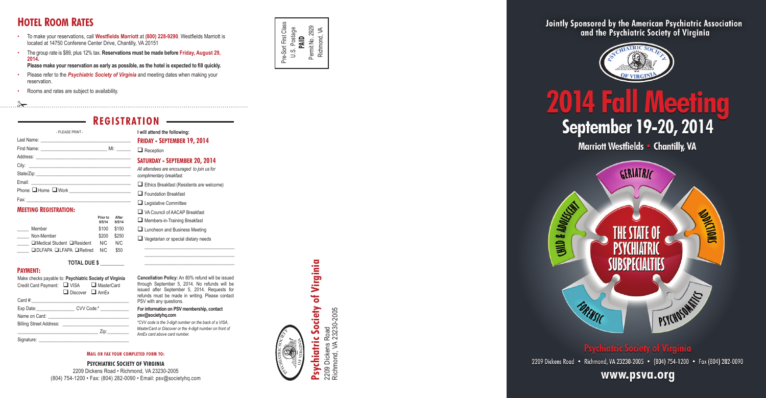## Hotel Room Rates

- To make your reservations, call **Westfields Marriott** at **(800) 228-9290**. Westfields Marriott is located at 14750 Conferene Center Drive, Chantilly, VA 20151
- The group rate is $89, plus 12% tax. **Reservations must be made before Friday, August 29, 2014.**
  **Please make your reservation as early as possible, as the hotel is expected to fill quickly.**
- Please refer to the ***Psychiatric Society of Virginia*** and meeting dates when making your reservation.
- Rooms and rates are subject to availability.

## Registration

- PLEASE PRINT -

Last Name: ______________________

First Name: ______________________ MI: ______

Address: ______________________

City: ______________________

State/Zip: ______________________

Email: ______________________

Phone: ☐ Home ☐ Work ______________________

Fax: ______________________

### Meeting Registration:

| | | Prior to 9/5/14 | After 9/5/14 |
|---|---|---|---|
| ____ | Member | $100 | $150 |
| ____ | Non-Member | $200 | $250 |
| ____ | ☐ Medical Student ☐ Resident | N/C | N/C |
| ____ | ☐ DLFAPA ☐ LFAPA ☐ Retired | N/C | $50 |

**TOTAL DUE $** ________

### Payment:

Make checks payable to: **Psychiatric Society of Virginia**

Credit Card Payment: ☐ VISA ☐ MasterCard ☐ Discover ☐ AmEx

Card #: ______________________

Exp Date: ____________ CVV Code:* ____________

Name on Card: ______________________

Billing Street Address: ______________________

______________________ Zip: ________

Signature: ______________________

**I will attend the following:**

### Friday - September 19, 2014

☐ Reception

### Saturday - September 20, 2014

*All attendees are encouraged to join us for complimentary breakfast.*

☐ Ethics Breakfast (Residents are welcome)

☐ Foundation Breakfast

☐ Legislative Committee

☐ VA Council of AACAP Breakfast

☐ Members-in-Training Breakfast

☐ Luncheon and Business Meeting

☐ Vegetarian or special dietary needs

______________________

**Cancellation Policy:** An 80% refund will be issued through September 5, 2014. No refunds will be issued after September 5, 2014. Requests for refunds must be made in writing. Please contact PSV with any questions.

**For information on PSV membership, contact psv@societyhq.com**

*\*CVV code is the 3-digit number on the back of a VISA, MasterCard or Discover or the 4-digit number on front of AmEx card above card number.*

**Mail or fax your completed form to:**

**Psychiatric Society of Virginia**
2209 Dickens Road • Richmond, VA 23230-2005
(804) 754-1200 • Fax: (804) 282-0090 • Email: psv@societyhq.com

Pre-Sort First Class
U.S. Postage
**PAID**
Permit No. 2929
Richmond, VA

**Psychiatric Society of Virginia**
2209 Dickens Road
Richmond, VA 23230-2005

**Jointly Sponsored by the American Psychiatric Association and the Psychiatric Society of Virginia**

# 2014 Fall Meeting

## September 19-20, 2014

**Marriott Westfields • Chantilly, VA**

GERIATRIC

CHILD & ADOLESCENT

ADDICTIONS

THE STATE OF PSYCHIATRIC SUBSPECIALTIES

FORENSIC

PSYCHOSOMATICS

**Psychiatric Society of Virginia**

2209 Dickens Road • Richmond, VA 23230-2005 • (804) 754-1200 • Fax (804) 282-0090

**www.psva.org**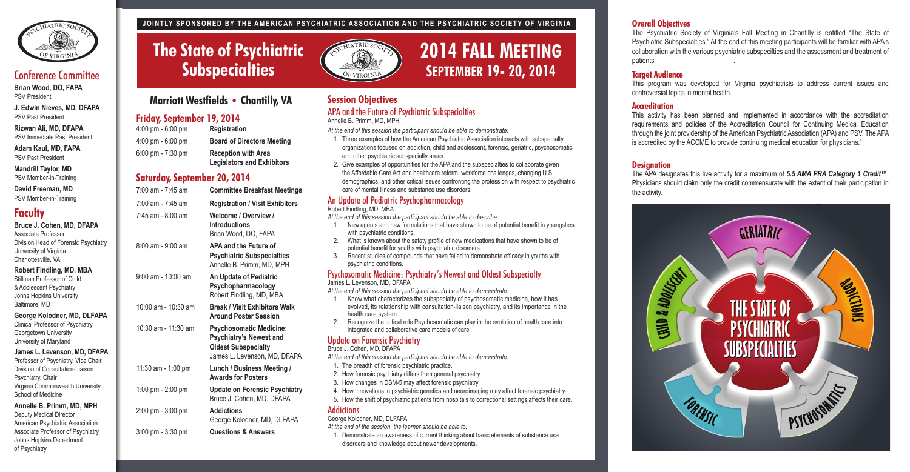# Conference Committee

**Brian Wood, DO, FAPA**
PSV President

**J. Edwin Nieves, MD, DFAPA**
PSV Past President

**Rizwan Ali, MD, DFAPA**
PSV Immediate Past President

**Adam Kaul, MD, FAPA**
PSV Past President

**Mandrill Taylor, MD**
PSV Member-in-Training

**David Freeman, MD**
PSV Member-in-Training

# Faculty

**Bruce J. Cohen, MD, DFAPA**
Associate Professor
Division Head of Forensic Psychiatry
University of Virginia
Charlottesville, VA

**Robert Findling, MD, MBA**
Stillman Professor of Child
& Adolescent Psychiatry
Johns Hopkins University
Baltimore, MD

**George Kolodner, MD, DLFAPA**
Clinical Professor of Psychiatry
Georgetown University
University of Maryland

**James L. Levenson, MD, DFAPA**
Professor of Psychiatry, Vice Chair
Division of Consultation-Liaison
Psychiatry, Chair
Virginia Commonwealth University
School of Medicine

**Annelle B. Primm, MD, MPH**
Deputy Medical Director
American Psychiatric Association
Associate Professor of Psychiatry
Johns Hopkins Department
of Psychiatry

**JOINTLY SPONSORED BY THE AMERICAN PSYCHIATRIC ASSOCIATION AND THE PSYCHIATRIC SOCIETY OF VIRGINIA**

# The State of Psychiatric Subspecialties

# 2014 FALL MEETING
# SEPTEMBER 19- 20, 2014

## Marriott Westfields • Chantilly, VA

### Friday, September 19, 2014

| | |
|---|---|
| 4:00 pm - 6:00 pm | **Registration** |
| 4:00 pm - 6:00 pm | **Board of Directors Meeting** |
| 6:00 pm - 7:30 pm | **Reception with Area Legislators and Exhibitors** |

### Saturday, September 20, 2014

| | |
|---|---|
| 7:00 am - 7:45 am | **Committee Breakfast Meetings** |
| 7:00 am - 7:45 am | **Registration / Visit Exhibitors** |
| 7:45 am - 8:00 am | **Welcome / Overview / Introductions** Brian Wood, DO, FAPA |
| 8:00 am - 9:00 am | **APA and the Future of Psychiatric Subspecialties** Annelle B. Primm, MD, MPH |
| 9:00 am - 10:00 am | **An Update of Pediatric Psychopharmacology** Robert Findling, MD, MBA |
| 10:00 am - 10:30 am | **Break / Visit Exhibitors Walk Around Poster Session** |
| 10:30 am - 11:30 am | **Psychosomatic Medicine: Psychiatry's Newest and Oldest Subspecialty** James L. Levenson, MD, DFAPA |
| 11:30 am - 1:00 pm | **Lunch / Business Meeting / Awards for Posters** |
| 1:00 pm - 2:00 pm | **Update on Forensic Psychiatry** Bruce J. Cohen, MD, DFAPA |
| 2:00 pm - 3:00 pm | **Addictions** George Kolodner, MD, DLFAPA |
| 3:00 pm - 3:30 pm | **Questions & Answers** |

## Session Objectives

### APA and the Future of Psychiatric Subspecialties
Annelle B. Primm, MD, MPH

*At the end of this session the participant should be able to demonstrate:*

1. Three examples of how the American Psychiatric Association interacts with subspecialty organizations focused on addiction, child and adolescent, forensic, geriatric, psychosomatic and other psychiatric subspecialty areas.
2. Give examples of opportunities for the APA and the subspecialties to collaborate given the Affordable Care Act and healthcare reform, workforce challenges, changing U.S. demographics, and other critical issues confronting the profession with respect to psychiatric care of mental illness and substance use disorders.

### An Update of Pediatric Psychopharmacology
Robert Findling, MD, MBA

*At the end of this session the participant should be able to describe:*

1. New agents and new formulations that have shown to be of potential benefit in youngsters with psychiatric conditions.
2. What is known about the safety profile of new medications that have shown to be of potential benefit for youths with psychiatric disorders.
3. Recent studies of compounds that have failed to demonstrate efficacy in youths with psychiatric conditions.

### Psychosomatic Medicine: Psychiatry's Newest and Oldest Subspecialty
James L. Levenson, MD, DFAPA

*At the end of this session the participant should be able to demonstrate:*

1. Know what characterizes the subspecialty of psychosomatic medicine, how it has evolved, its relationship with consultation-liaison psychiatry, and its importance in the health care system.
2. Recognize the critical role Psychosomatic can play in the evolution of health care into integrated and collaborative care models of care.

### Update on Forensic Psychiatry
Bruce J. Cohen, MD, DFAPA

*At the end of this session the participant should be able to demonstrate:*

1. The breadth of forensic psychiatric practice.
2. How forensic psychiatry differs from general psychiatry.
3. How changes in DSM-5 may affect forensic psychiatry.
4. How innovations in psychiatric genetics and neuroimaging may affect forensic psychiatry.
5. How the shift of psychiatric patients from hospitals to correctional settings affects their care.

### Addictions
George Kolodner, MD, DLFAPA

*At the end of the session, the learner should be able to:*

1. Demonstrate an awareness of current thinking about basic elements of substance use disorders and knowledge about newer developments.

### Overall Objectives

The Psychiatric Society of Virginia's Fall Meeting in Chantilly is entitled "The State of Psychiatric Subspecialties." At the end of this meeting participants will be familiar with APA's collaboration with the various psychiatric subspecilties and the assessment and treatment of patients .

### Target Audience

This program was developed for Virginia psychiatrists to address current issues and controversial topics in mental health.

### Accreditation

This activity has been planned and implemented in accordance with the accreditation requirements and policies of the Accreditation Council for Continuing Medical Education through the joint providership of the American Psychiatric Association (APA) and PSV. The APA is accredited by the ACCME to provide continuing medical education for physicians."

### Designation

The APA designates this live activity for a maximum of ***5.5 AMA PRA Category 1 Credit™***. Physicians should claim only the credit commensurate with the extent of their participation in the activity.